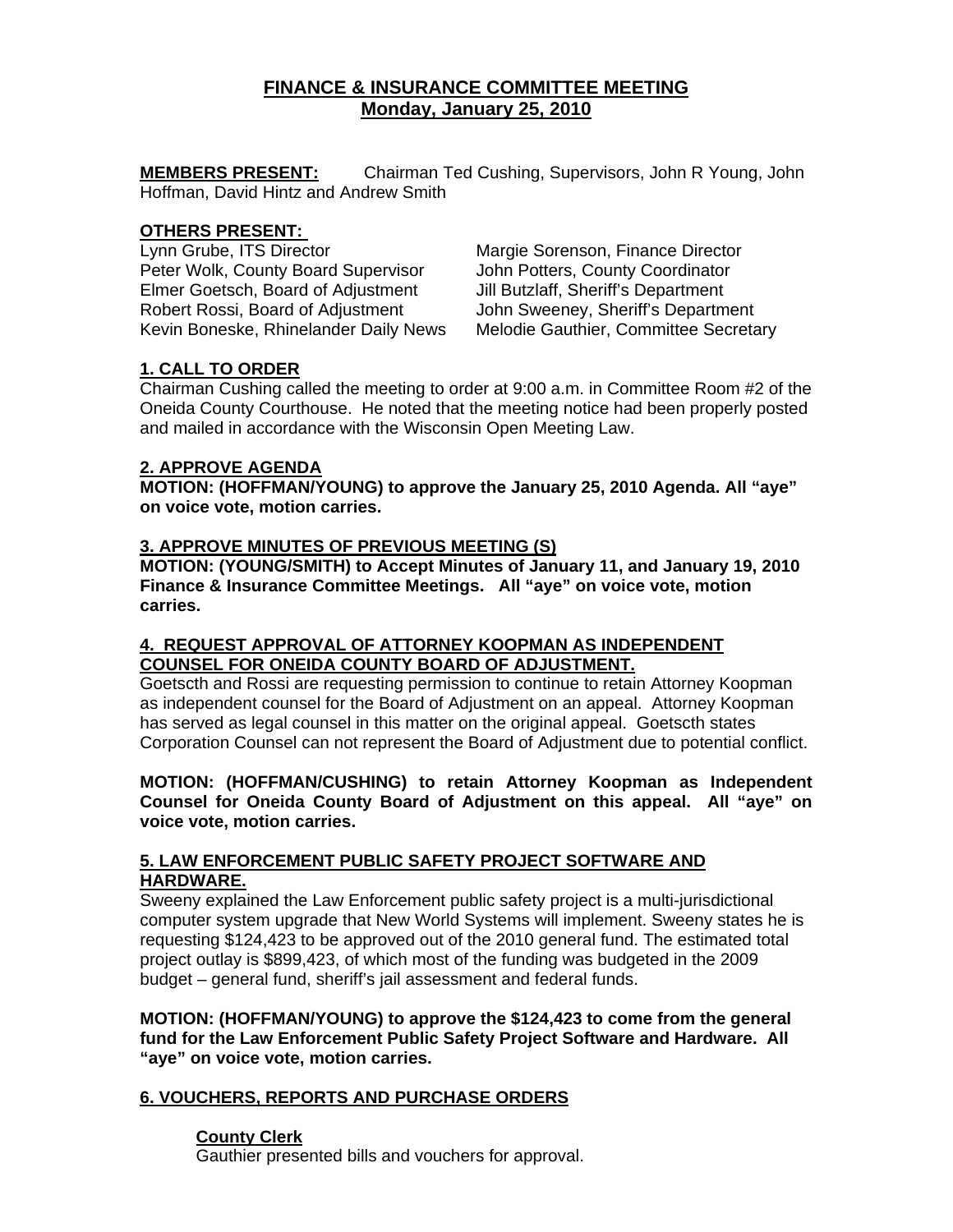# FINANCE & INSURANCE COMMITTEE MEETING
## Monday, January 25, 2010

**MEMBERS PRESENT:** Chairman Ted Cushing, Supervisors, John R Young, John Hoffman, David Hintz and Andrew Smith

**OTHERS PRESENT:**

Lynn Grube, ITS Director
Peter Wolk, County Board Supervisor
Elmer Goetsch, Board of Adjustment
Robert Rossi, Board of Adjustment
Kevin Boneske, Rhinelander Daily News
Margie Sorenson, Finance Director
John Potters, County Coordinator
Jill Butzlaff, Sheriff's Department
John Sweeney, Sheriff's Department
Melodie Gauthier, Committee Secretary

### 1. CALL TO ORDER

Chairman Cushing called the meeting to order at 9:00 a.m. in Committee Room #2 of the Oneida County Courthouse. He noted that the meeting notice had been properly posted and mailed in accordance with the Wisconsin Open Meeting Law.

### 2. APPROVE AGENDA

**MOTION: (HOFFMAN/YOUNG) to approve the January 25, 2010 Agenda. All "aye" on voice vote, motion carries.**

### 3. APPROVE MINUTES OF PREVIOUS MEETING (S)

**MOTION: (YOUNG/SMITH) to Accept Minutes of January 11, and January 19, 2010 Finance & Insurance Committee Meetings. All "aye" on voice vote, motion carries.**

### 4. REQUEST APPROVAL OF ATTORNEY KOOPMAN AS INDEPENDENT COUNSEL FOR ONEIDA COUNTY BOARD OF ADJUSTMENT.

Goetscth and Rossi are requesting permission to continue to retain Attorney Koopman as independent counsel for the Board of Adjustment on an appeal. Attorney Koopman has served as legal counsel in this matter on the original appeal. Goetscth states Corporation Counsel can not represent the Board of Adjustment due to potential conflict.

**MOTION: (HOFFMAN/CUSHING) to retain Attorney Koopman as Independent Counsel for Oneida County Board of Adjustment on this appeal. All "aye" on voice vote, motion carries.**

### 5. LAW ENFORCEMENT PUBLIC SAFETY PROJECT SOFTWARE AND HARDWARE.

Sweeny explained the Law Enforcement public safety project is a multi-jurisdictional computer system upgrade that New World Systems will implement. Sweeny states he is requesting $124,423 to be approved out of the 2010 general fund. The estimated total project outlay is $899,423, of which most of the funding was budgeted in the 2009 budget – general fund, sheriff's jail assessment and federal funds.

**MOTION: (HOFFMAN/YOUNG) to approve the $124,423 to come from the general fund for the Law Enforcement Public Safety Project Software and Hardware. All "aye" on voice vote, motion carries.**

### 6. VOUCHERS, REPORTS AND PURCHASE ORDERS

#### County Clerk

Gauthier presented bills and vouchers for approval.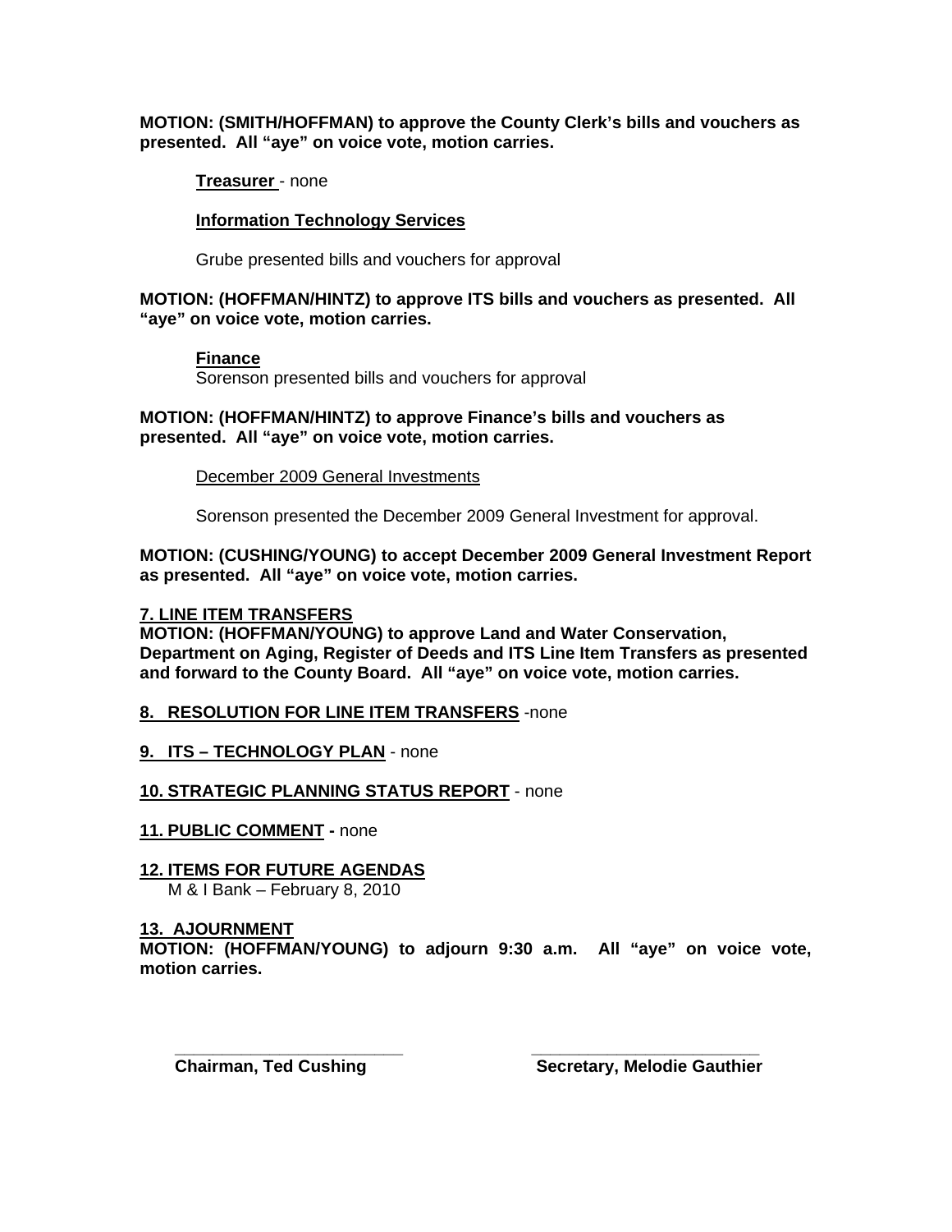**MOTION: (SMITH/HOFFMAN) to approve the County Clerk's bills and vouchers as presented. All "aye" on voice vote, motion carries.**

**Treasurer** - none

**Information Technology Services**

Grube presented bills and vouchers for approval

**MOTION: (HOFFMAN/HINTZ) to approve ITS bills and vouchers as presented. All "aye" on voice vote, motion carries.**

**Finance**

Sorenson presented bills and vouchers for approval

**MOTION: (HOFFMAN/HINTZ) to approve Finance's bills and vouchers as presented. All "aye" on voice vote, motion carries.**

December 2009 General Investments

Sorenson presented the December 2009 General Investment for approval.

**MOTION: (CUSHING/YOUNG) to accept December 2009 General Investment Report as presented. All "aye" on voice vote, motion carries.**

**7. LINE ITEM TRANSFERS**

**MOTION: (HOFFMAN/YOUNG) to approve Land and Water Conservation, Department on Aging, Register of Deeds and ITS Line Item Transfers as presented and forward to the County Board. All "aye" on voice vote, motion carries.**

**8. RESOLUTION FOR LINE ITEM TRANSFERS** -none

**9. ITS – TECHNOLOGY PLAN** - none

**10. STRATEGIC PLANNING STATUS REPORT** - none

**11. PUBLIC COMMENT -** none

**12. ITEMS FOR FUTURE AGENDAS**

M & I Bank – February 8, 2010

**13. AJOURNMENT**

**MOTION: (HOFFMAN/YOUNG) to adjourn 9:30 a.m. All "aye" on voice vote, motion carries.**

\_\_\_\_\_\_\_\_\_\_\_\_\_\_\_\_\_\_\_\_\_\_\_\_ \_\_\_\_\_\_\_\_\_\_\_\_\_\_\_\_\_\_\_\_\_\_\_\_

**Chairman, Ted Cushing** **Secretary, Melodie Gauthier**